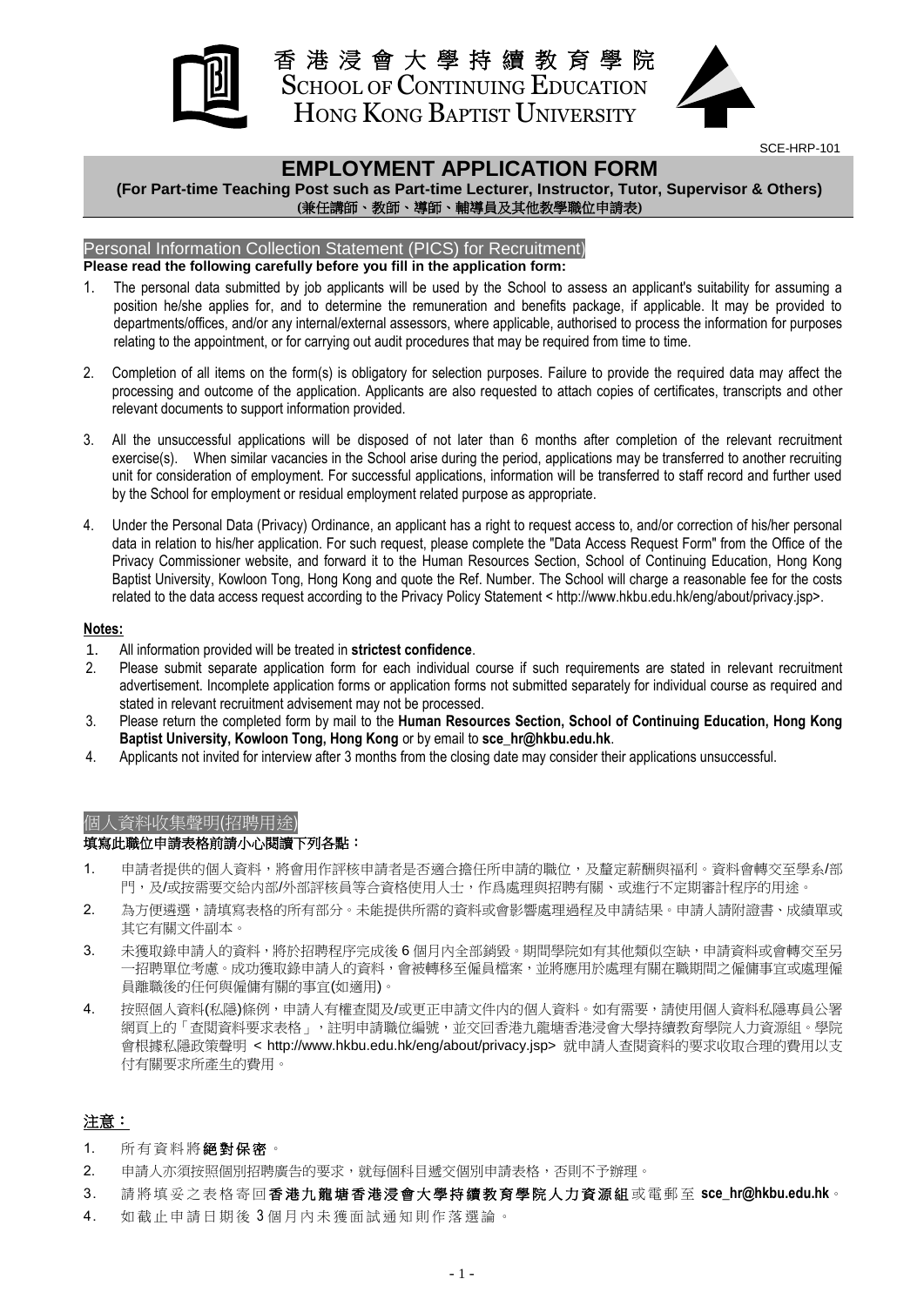香港浸會大學持續教育學院
SCHOOL OF CONTINUING EDUCATION
HONG KONG BAPTIST UNIVERSITY

SCE-HRP-101

# EMPLOYMENT APPLICATION FORM

**(For Part-time Teaching Post such as Part-time Lecturer, Instructor, Tutor, Supervisor & Others)**
**(兼任講師、教師、導師、輔導員及其他教學職位申請表)**

## Personal Information Collection Statement (PICS) for Recruitment

**Please read the following carefully before you fill in the application form:**

1. The personal data submitted by job applicants will be used by the School to assess an applicant's suitability for assuming a position he/she applies for, and to determine the remuneration and benefits package, if applicable. It may be provided to departments/offices, and/or any internal/external assessors, where applicable, authorised to process the information for purposes relating to the appointment, or for carrying out audit procedures that may be required from time to time.

2. Completion of all items on the form(s) is obligatory for selection purposes. Failure to provide the required data may affect the processing and outcome of the application. Applicants are also requested to attach copies of certificates, transcripts and other relevant documents to support information provided.

3. All the unsuccessful applications will be disposed of not later than 6 months after completion of the relevant recruitment exercise(s). When similar vacancies in the School arise during the period, applications may be transferred to another recruiting unit for consideration of employment. For successful applications, information will be transferred to staff record and further used by the School for employment or residual employment related purpose as appropriate.

4. Under the Personal Data (Privacy) Ordinance, an applicant has a right to request access to, and/or correction of his/her personal data in relation to his/her application. For such request, please complete the "Data Access Request Form" from the Office of the Privacy Commissioner website, and forward it to the Human Resources Section, School of Continuing Education, Hong Kong Baptist University, Kowloon Tong, Hong Kong and quote the Ref. Number. The School will charge a reasonable fee for the costs related to the data access request according to the Privacy Policy Statement < http://www.hkbu.edu.hk/eng/about/privacy.jsp>.

**Notes:**

1. All information provided will be treated in **strictest confidence**.
2. Please submit separate application form for each individual course if such requirements are stated in relevant recruitment advertisement. Incomplete application forms or application forms not submitted separately for individual course as required and stated in relevant recruitment advisement may not be processed.
3. Please return the completed form by mail to the **Human Resources Section, School of Continuing Education, Hong Kong Baptist University, Kowloon Tong, Hong Kong** or by email to **sce_hr@hkbu.edu.hk**.
4. Applicants not invited for interview after 3 months from the closing date may consider their applications unsuccessful.

## 個人資料收集聲明(招聘用途)

**填寫此職位申請表格前請小心閱讀下列各點：**

1. 申請者提供的個人資料，將會用作評核申請者是否適合擔任所申請的職位，及釐定薪酬與福利。資料會轉交至學系/部門，及/或按需要交給內部/外部評核員等合資格使用人士，作爲處理與招聘有關、或進行不定期審計程序的用途。

2. 為方便遴選，請填寫表格的所有部分。未能提供所需的資料或會影響處理過程及申請結果。申請人請附證書、成績單或其它有關文件副本。

3. 未獲取錄申請人的資料，將於招聘程序完成後 6 個月內全部銷毀。期間學院如有其他類似空缺，申請資料或會轉交至另一招聘單位考慮。成功獲取錄申請人的資料，會被轉移至僱員檔案，並將應用於處理有關在職期間之僱傭事宜或處理僱員離職後的任何與僱傭有關的事宜(如適用)。

4. 按照個人資料(私隱)條例，申請人有權查閱及/或更正申請文件內的個人資料。如有需要，請使用個人資料私隱專員公署網頁上的「查閱資料要求表格」，註明申請職位編號，並交回香港九龍塘香港浸會大學持續教育學院人力資源組。學院會根據私隱政策聲明 < http://www.hkbu.edu.hk/eng/about/privacy.jsp> 就申請人查閱資料的要求收取合理的費用以支付有關要求所產生的費用。

**注意：**

1. 所有資料將**絕對保密**。
2. 申請人亦須按照個別招聘廣告的要求，就每個科目遞交個別申請表格，否則不予辦理。
3. 請將填妥之表格寄回**香港九龍塘香港浸會大學持續教育學院人力資源組**或電郵至 **sce_hr@hkbu.edu.hk**。
4. 如截止申請日期後 3 個月內未獲面試通知則作落選論。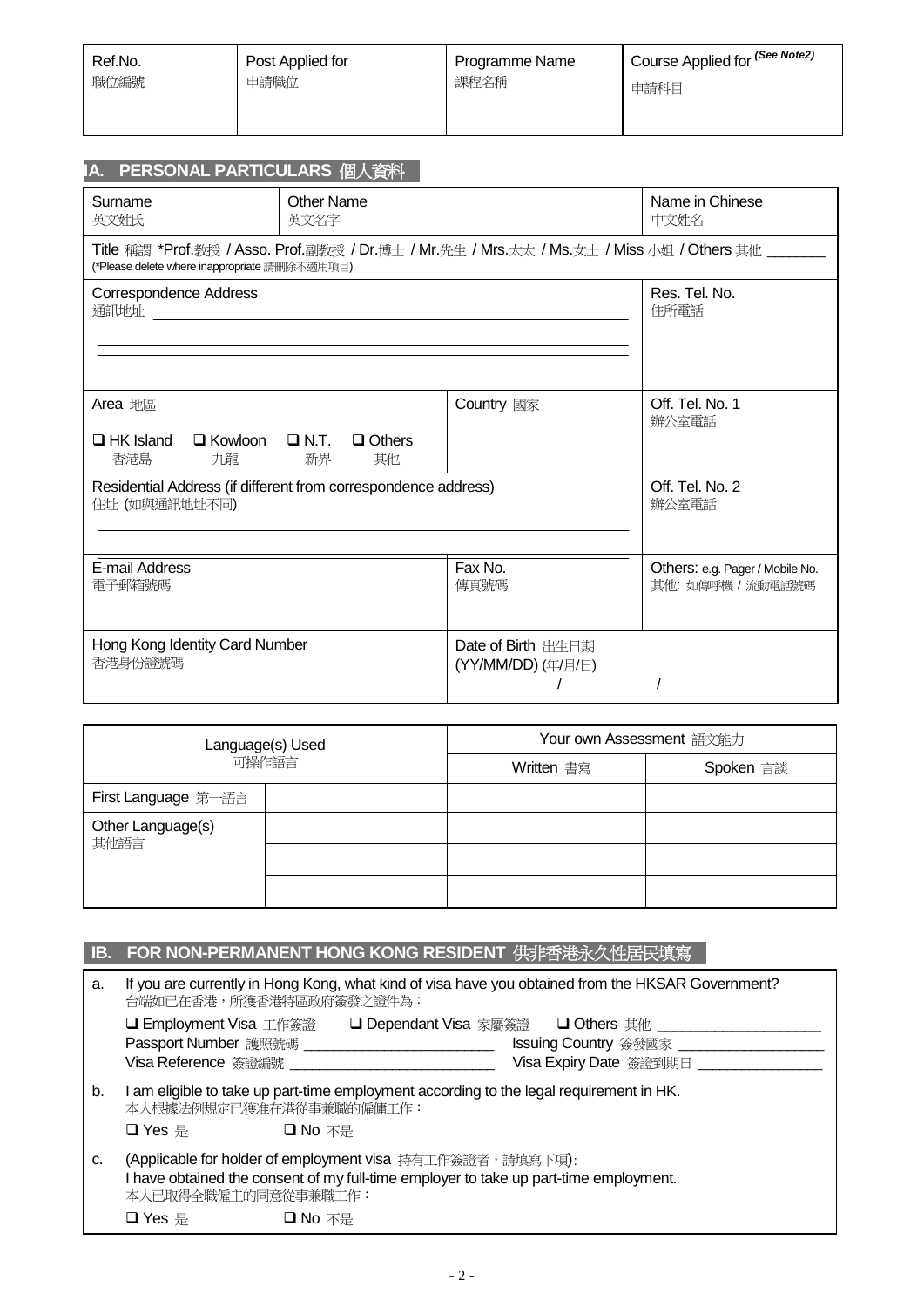| Ref.No. 職位編號 | Post Applied for 申請職位 | Programme Name 課程名稱 | Course Applied for *(See Note2)* 申請科目 |
|---|---|---|---|
| | | | |

## IA. PERSONAL PARTICULARS 個人資料

| Surname 英文姓氏 | Other Name 英文名字 | | Name in Chinese 中文姓名 |
|---|---|---|---|
| Title 稱謂 *Prof.教授 / Asso. Prof.副教授 / Dr.博士 / Mr.先生 / Mrs.太太 / Ms.女士 / Miss 小姐 / Others 其他 _______ (*Please delete where inappropriate 請刪除不適用項目) | | | |
| Correspondence Address 通訊地址 | | | Res. Tel. No. 住所電話 |
| Area 地區 ❑ HK Island 香港島 ❑ Kowloon 九龍 ❑ N.T. 新界 ❑ Others 其他 | | Country 國家 | Off. Tel. No. 1 辦公室電話 |
| Residential Address (if different from correspondence address) 住址 (如與通訊地址不同) | | | Off. Tel. No. 2 辦公室電話 |
| E-mail Address 電子郵箱號碼 | | Fax No. 傳真號碼 | Others: e.g. Pager / Mobile No. 其他: 如傳呼機 / 流動電話號碼 |
| Hong Kong Identity Card Number 香港身份證號碼 | | Date of Birth 出生日期 (YY/MM/DD) (年/月/日) / / | |

| Language(s) Used 可操作語言 | | Your own Assessment 語文能力 | |
|---|---|---|---|
| | | Written 書寫 | Spoken 言談 |
| First Language 第一語言 | | | |
| Other Language(s) 其他語言 | | | |
| | | | |
| | | | |

## IB. FOR NON-PERMANENT HONG KONG RESIDENT 供非香港永久性居民填寫

a. If you are currently in Hong Kong, what kind of visa have you obtained from the HKSAR Government?
台端如已在香港，所獲香港特區政府簽發之證件為：

❑ Employment Visa 工作簽證 ❑ Dependant Visa 家屬簽證 ❑ Others 其他 ____________________

Passport Number 護照號碼 ________________________ Issuing Country 簽發國家 __________________

Visa Reference 簽證編號 __________________________ Visa Expiry Date 簽證到期日 _______________

b. I am eligible to take up part-time employment according to the legal requirement in HK.
本人根據法例規定已獲准在港從事兼職的僱傭工作：

❑ Yes 是 ❑ No 不是

c. (Applicable for holder of employment visa 持有工作簽證者，請填寫下項):
I have obtained the consent of my full-time employer to take up part-time employment.
本人已取得全職僱主的同意從事兼職工作：

❑ Yes 是 ❑ No 不是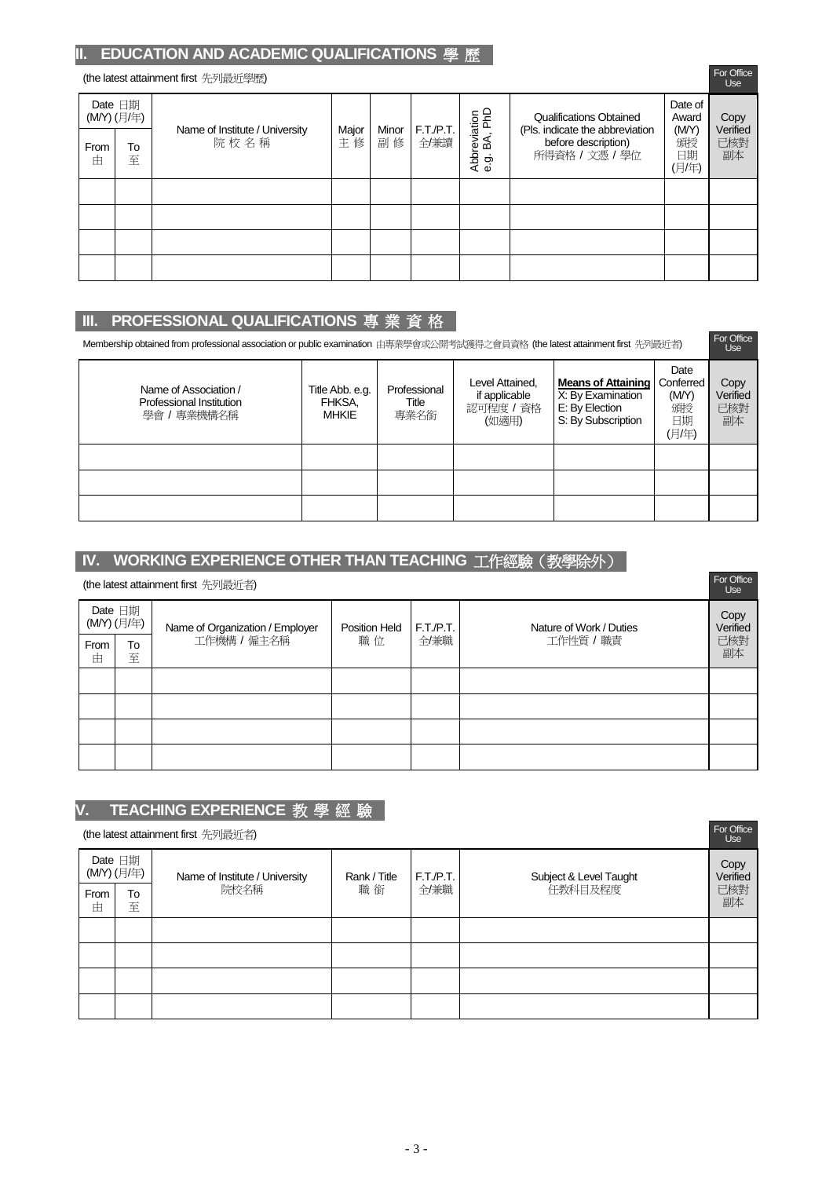## II. EDUCATION AND ACADEMIC QUALIFICATIONS 學 歷

(the latest attainment first 先列最近學歷)

For Office Use

| Date 日期 (M/Y) (月/年) | | Name of Institute / University 院 校 名 稱 | Major 主 修 | Minor 副 修 | F.T./P.T. 全/兼讀 | Abbreviation e.g. BA, PhD | Qualifications Obtained (Pls. indicate the abbreviation before description) 所得資格 / 文憑 / 學位 | Date of Award (M/Y) 頒授日期 (月/年) | Copy Verified 已核對副本 |
|---|---|---|---|---|---|---|---|---|---|
| From 由 | To 至 | | | | | | | | |
| | | | | | | | | | |
| | | | | | | | | | |
| | | | | | | | | | |
| | | | | | | | | | |

## III. PROFESSIONAL QUALIFICATIONS 專 業 資 格

Membership obtained from professional association or public examination 由專業學會或公開考試獲得之會員資格 (the latest attainment first 先列最近者)

For Office Use

| Name of Association / Professional Institution 學會 / 專業機構名稱 | Title Abb. e.g. FHKSA, MHKIE | Professional Title 專業名銜 | Level Attained, if applicable 認可程度 / 資格 (如適用) | **Means of Attaining** X: By Examination E: By Election S: By Subscription | Date Conferred (M/Y) 頒授日期 (月/年) | Copy Verified 已核對副本 |
|---|---|---|---|---|---|---|
| | | | | | | |
| | | | | | | |
| | | | | | | |

## IV. WORKING EXPERIENCE OTHER THAN TEACHING 工作經驗（教學除外）

(the latest attainment first 先列最近者)

For Office Use

| Date 日期 (M/Y) (月/年) | | Name of Organization / Employer 工作機構 / 僱主名稱 | Position Held 職 位 | F.T./P.T. 全/兼職 | Nature of Work / Duties 工作性質 / 職責 | Copy Verified 已核對副本 |
|---|---|---|---|---|---|---|
| From 由 | To 至 | | | | | |
| | | | | | | |
| | | | | | | |
| | | | | | | |
| | | | | | | |

## V. TEACHING EXPERIENCE 教 學 經 驗

(the latest attainment first 先列最近者)

For Office Use

| Date 日期 (M/Y) (月/年) | | Name of Institute / University 院校名稱 | Rank / Title 職 銜 | F.T./P.T. 全/兼職 | Subject & Level Taught 任教科目及程度 | Copy Verified 已核對副本 |
|---|---|---|---|---|---|---|
| From 由 | To 至 | | | | | |
| | | | | | | |
| | | | | | | |
| | | | | | | |
| | | | | | | |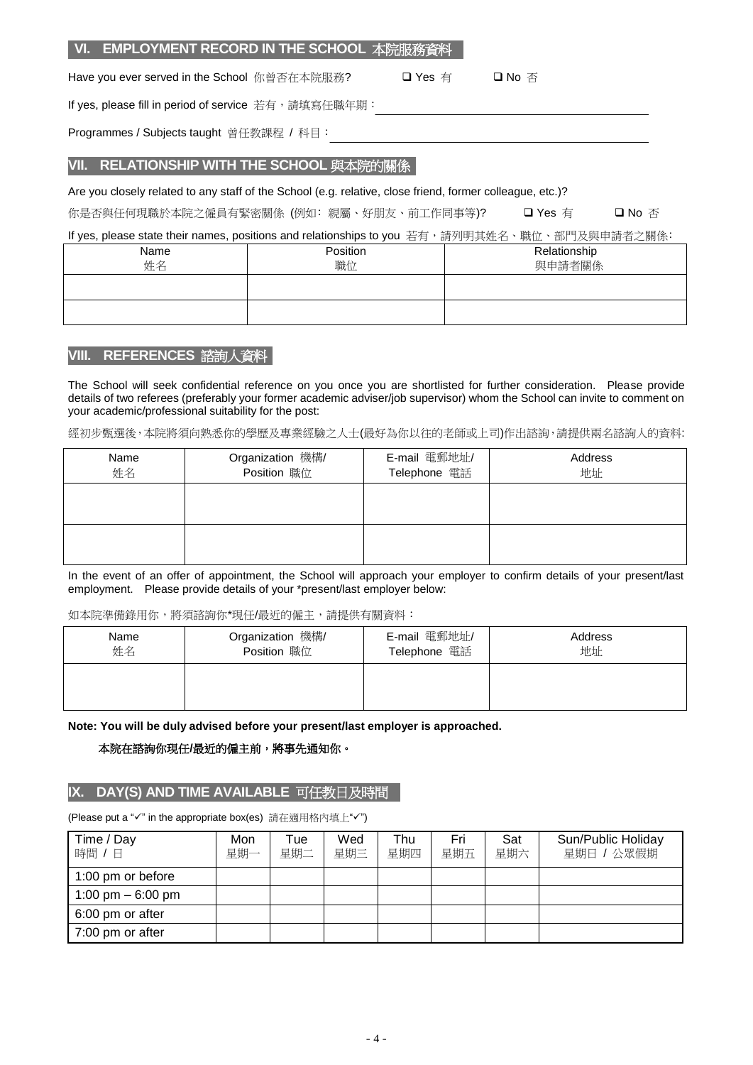## VI. EMPLOYMENT RECORD IN THE SCHOOL 本院服務資料

Have you ever served in the School 你曾否在本院服務? ❑ Yes 有 ❑ No 否

If yes, please fill in period of service 若有，請填寫任職年期：\_\_\_\_\_\_\_\_\_\_\_\_\_\_\_\_\_\_\_\_\_\_\_\_\_\_\_\_\_\_

Programmes / Subjects taught 曾任教課程 / 科目：\_\_\_\_\_\_\_\_\_\_\_\_\_\_\_\_\_\_\_\_\_\_\_\_\_\_\_\_\_\_

## VII. RELATIONSHIP WITH THE SCHOOL 與本院的關係

Are you closely related to any staff of the School (e.g. relative, close friend, former colleague, etc.)?

你是否與任何現職於本院之僱員有緊密關係 (例如: 親屬、好朋友、前工作同事等)? ❑ Yes 有 ❑ No 否

If yes, please state their names, positions and relationships to you 若有，請列明其姓名、職位、部門及與申請者之關係:

| Name 姓名 | Position 職位 | Relationship 與申請者關係 |
|---|---|---|
| | | |
| | | |

## VIII. REFERENCES 諮詢人資料

The School will seek confidential reference on you once you are shortlisted for further consideration. Please provide details of two referees (preferably your former academic adviser/job supervisor) whom the School can invite to comment on your academic/professional suitability for the post:

經初步甄選後，本院將須向熟悉你的學歷及專業經驗之人士(最好為你以往的老師或上司)作出諮詢，請提供兩名諮詢人的資料:

| Name 姓名 | Organization 機構/ Position 職位 | E-mail 電郵地址/ Telephone 電話 | Address 地址 |
|---|---|---|---|
| | | | |
| | | | |

In the event of an offer of appointment, the School will approach your employer to confirm details of your present/last employment. Please provide details of your *present/last employer below:

如本院準備錄用你，將須諮詢你*現任/最近的僱主，請提供有關資料：

| Name 姓名 | Organization 機構/ Position 職位 | E-mail 電郵地址/ Telephone 電話 | Address 地址 |
|---|---|---|---|
| | | | |

**Note: You will be duly advised before your present/last employer is approached.**

**本院在諮詢你現任/最近的僱主前，將事先通知你。**

## IX. DAY(S) AND TIME AVAILABLE 可任教日及時間

(Please put a "✓" in the appropriate box(es) 請在適用格內填上"✓")

| Time / Day 時間 / 日 | Mon 星期一 | Tue 星期二 | Wed 星期三 | Thu 星期四 | Fri 星期五 | Sat 星期六 | Sun/Public Holiday 星期日 / 公眾假期 |
|---|---|---|---|---|---|---|---|
| 1:00 pm or before | | | | | | | |
| 1:00 pm – 6:00 pm | | | | | | | |
| 6:00 pm or after | | | | | | | |
| 7:00 pm or after | | | | | | | |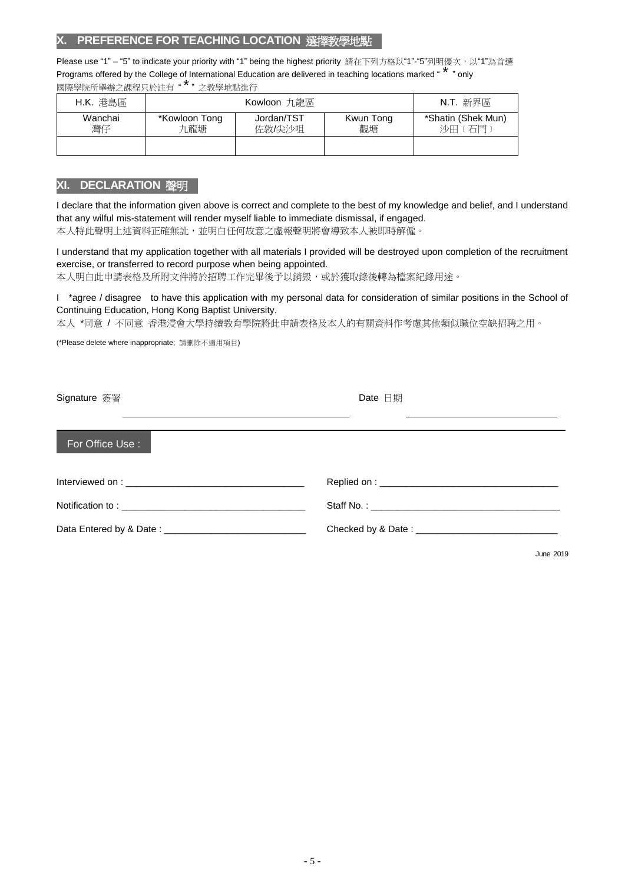## X. PREFERENCE FOR TEACHING LOCATION 選擇教學地點

Please use "1" – "5" to indicate your priority with "1" being the highest priority 請在下列方格以"1"-"5"列明優次，以"1"為首選
Programs offered by the College of International Education are delivered in teaching locations marked " * " only
國際學院所舉辦之課程只於註有 " * " 之教學地點進行

| H.K. 港島區 | Kowloon 九龍區 | | | N.T. 新界區 |
|---|---|---|---|---|
| Wanchai 灣仔 | *Kowloon Tong 九龍塘 | Jordan/TST 佐敦/尖沙咀 | Kwun Tong 觀塘 | *Shatin (Shek Mun) 沙田〔石門〕 |
| | | | | |

## XI. DECLARATION 聲明

I declare that the information given above is correct and complete to the best of my knowledge and belief, and I understand that any wilful mis-statement will render myself liable to immediate dismissal, if engaged.
本人特此聲明上述資料正確無訛，並明白任何故意之虛報聲明將會導致本人被即時解僱。

I understand that my application together with all materials I provided will be destroyed upon completion of the recruitment exercise, or transferred to record purpose when being appointed.
本人明白此申請表格及所附文件將於招聘工作完畢後予以銷毀，或於獲取錄後轉為檔案紀錄用途。

I *agree / disagree to have this application with my personal data for consideration of similar positions in the School of Continuing Education, Hong Kong Baptist University.
本人 *同意 / 不同意 香港浸會大學持續教育學院將此申請表格及本人的有關資料作考慮其他類似職位空缺招聘之用。

(*Please delete where inappropriate; 請刪除不適用項目)

Signature 簽署 ______________________________ Date 日期 ______________________

**For Office Use :**

Interviewed on : ______________________________ Replied on : ______________________________

Notification to : ______________________________ Staff No. : ______________________________

Data Entered by & Date : ______________________ Checked by & Date : ______________________

June 2019